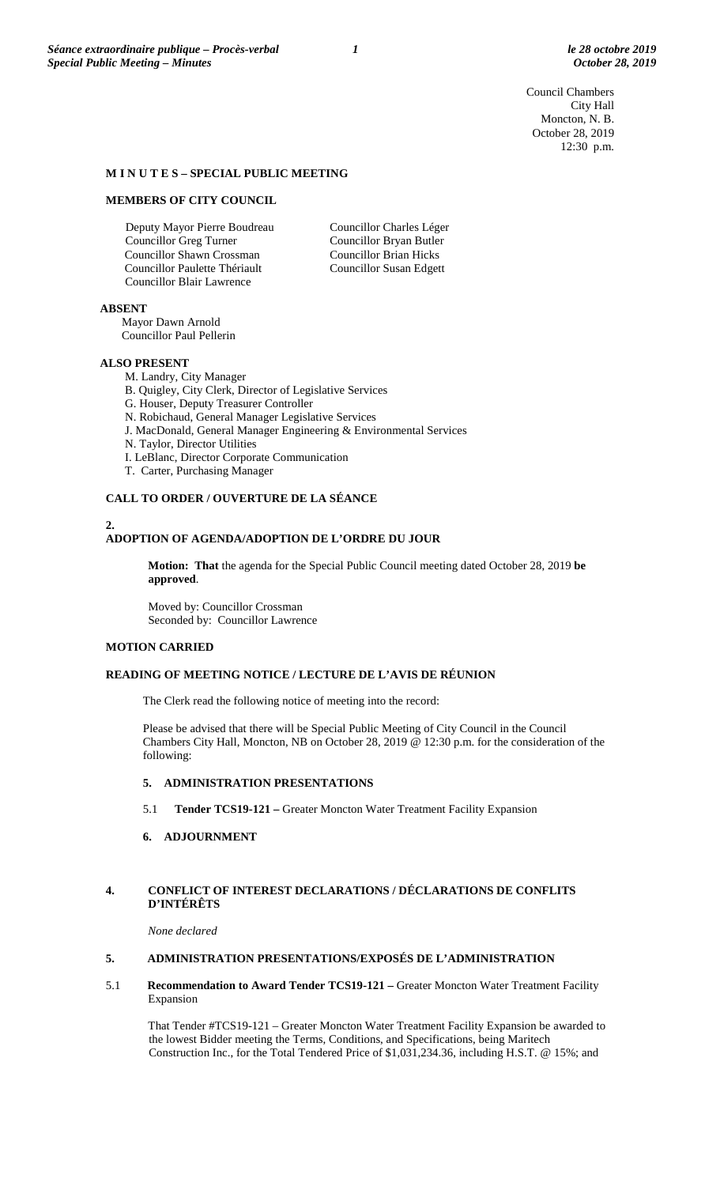Council Chambers
City Hall
Moncton, N. B.
October 28, 2019
12:30 p.m.

**M I N U T E S – SPECIAL PUBLIC MEETING**

**MEMBERS OF CITY COUNCIL**

Deputy Mayor Pierre Boudreau
Councillor Greg Turner
Councillor Shawn Crossman
Councillor Paulette Thériault
Councillor Blair Lawrence
Councillor Charles Léger
Councillor Bryan Butler
Councillor Brian Hicks
Councillor Susan Edgett

**ABSENT**

Mayor Dawn Arnold
Councillor Paul Pellerin

**ALSO PRESENT**

M. Landry, City Manager
B. Quigley, City Clerk, Director of Legislative Services
G. Houser, Deputy Treasurer Controller
N. Robichaud, General Manager Legislative Services
J. MacDonald, General Manager Engineering & Environmental Services
N. Taylor, Director Utilities
I. LeBlanc, Director Corporate Communication
T. Carter, Purchasing Manager

**CALL TO ORDER / OUVERTURE DE LA SÉANCE**

**2.**
**ADOPTION OF AGENDA/ADOPTION DE L'ORDRE DU JOUR**

**Motion: That** the agenda for the Special Public Council meeting dated October 28, 2019 **be approved**.

Moved by: Councillor Crossman
Seconded by: Councillor Lawrence

**MOTION CARRIED**

**READING OF MEETING NOTICE / LECTURE DE L'AVIS DE RÉUNION**

The Clerk read the following notice of meeting into the record:

Please be advised that there will be Special Public Meeting of City Council in the Council Chambers City Hall, Moncton, NB on October 28, 2019 @ 12:30 p.m. for the consideration of the following:

**5. ADMINISTRATION PRESENTATIONS**

5.1 **Tender TCS19-121 –** Greater Moncton Water Treatment Facility Expansion

**6. ADJOURNMENT**

**4. CONFLICT OF INTEREST DECLARATIONS / DÉCLARATIONS DE CONFLITS D'INTÉRÊTS**

*None declared*

**5. ADMINISTRATION PRESENTATIONS/EXPOSÉS DE L'ADMINISTRATION**

5.1 **Recommendation to Award Tender TCS19-121 –** Greater Moncton Water Treatment Facility Expansion

That Tender #TCS19-121 – Greater Moncton Water Treatment Facility Expansion be awarded to the lowest Bidder meeting the Terms, Conditions, and Specifications, being Maritech Construction Inc., for the Total Tendered Price of $1,031,234.36, including H.S.T. @ 15%; and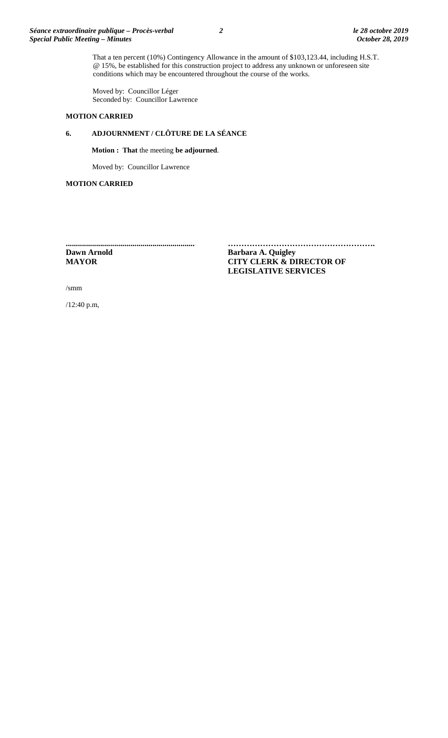That a ten percent (10%) Contingency Allowance in the amount of $103,123.44, including H.S.T. @ 15%, be established for this construction project to address any unknown or unforeseen site conditions which may be encountered throughout the course of the works.

Moved by: Councillor Léger
Seconded by: Councillor Lawrence

**MOTION CARRIED**

## 6. ADJOURNMENT / CLÔTURE DE LA SÉANCE

**Motion : That** the meeting **be adjourned**.

Moved by: Councillor Lawrence

**MOTION CARRIED**

| | |
|---|---|
| **.................................................................** | **……………………………………………….** |
| **Dawn Arnold** | **Barbara A. Quigley** |
| **MAYOR** | **CITY CLERK & DIRECTOR OF LEGISLATIVE SERVICES** |

/smm

/12:40 p.m,